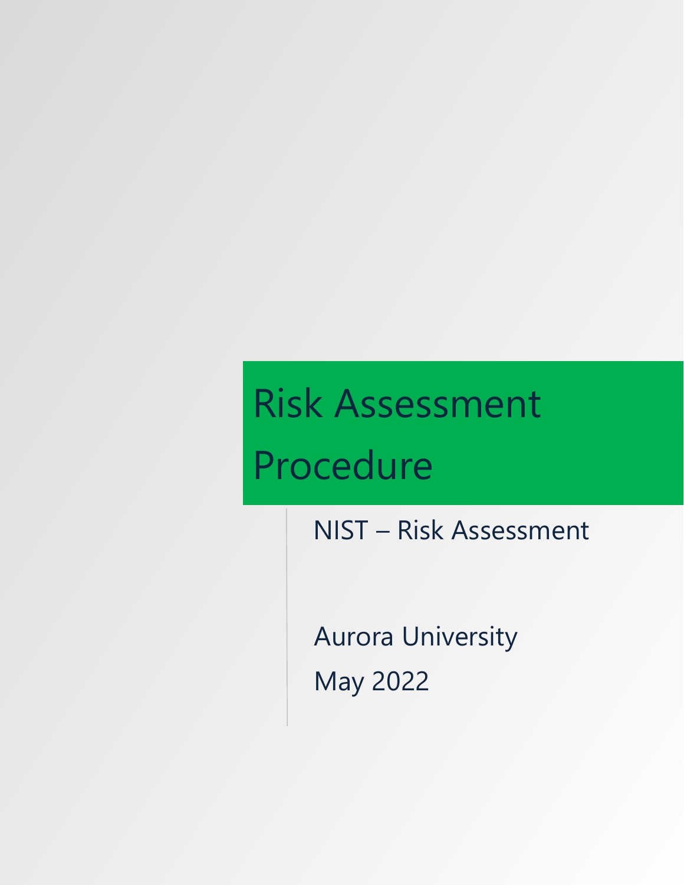# Risk Assessment Procedure

NIST – Risk Assessment

Aurora University

May 2022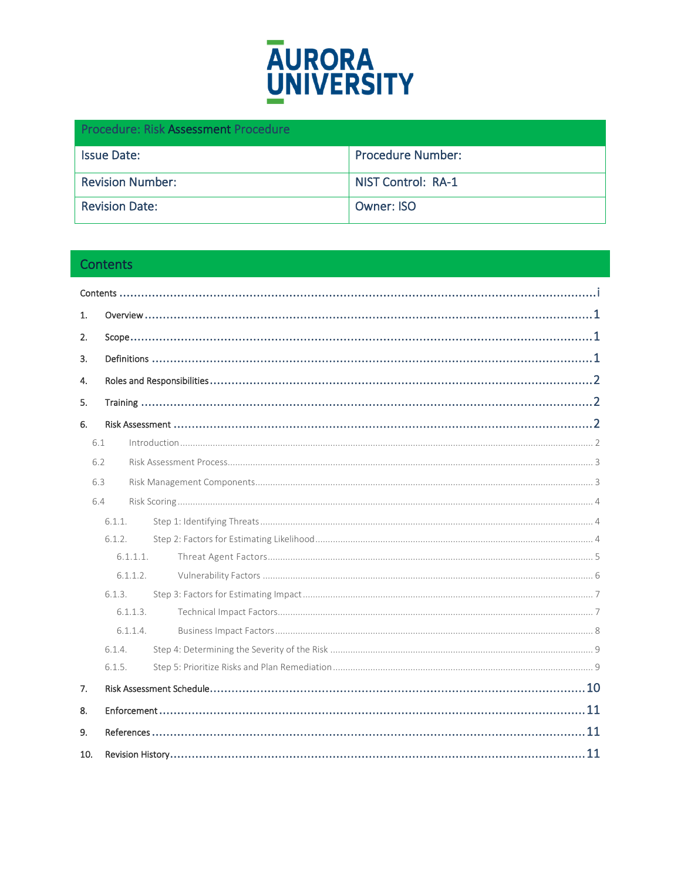# AURORA UNIVERSITY

| Procedure: Risk Assessment Procedure | |
|---|---|
| Issue Date: | Procedure Number: |
| Revision Number: | NIST Control: RA-1 |
| Revision Date: | Owner: ISO |

## Contents

Contents ....................................................................................................................... i

1. Overview ..................................................................................................................... 1
2. Scope ........................................................................................................................... 1
3. Definitions ................................................................................................................... 1
4. Roles and Responsibilities ........................................................................................ 2
5. Training ....................................................................................................................... 2
6. Risk Assessment ......................................................................................................... 2
   - 6.1 Introduction ........................................................................................................ 2
   - 6.2 Risk Assessment Process ................................................................................... 3
   - 6.3 Risk Management Components ......................................................................... 3
   - 6.4 Risk Scoring ......................................................................................................... 4
     - 6.1.1. Step 1: Identifying Threats ........................................................................... 4
     - 6.1.2. Step 2: Factors for Estimating Likelihood ................................................... 4
       - 6.1.1.1. Threat Agent Factors ............................................................................. 5
       - 6.1.1.2. Vulnerability Factors ............................................................................. 6
     - 6.1.3. Step 3: Factors for Estimating Impact .......................................................... 7
       - 6.1.1.3. Technical Impact Factors ....................................................................... 7
       - 6.1.1.4. Business Impact Factors ........................................................................ 8
     - 6.1.4. Step 4: Determining the Severity of the Risk .............................................. 9
     - 6.1.5. Step 5: Prioritize Risks and Plan Remediation ............................................ 9
7. Risk Assessment Schedule ....................................................................................... 10
8. Enforcement .............................................................................................................. 11
9. References ................................................................................................................. 11
10. Revision History ...................................................................................................... 11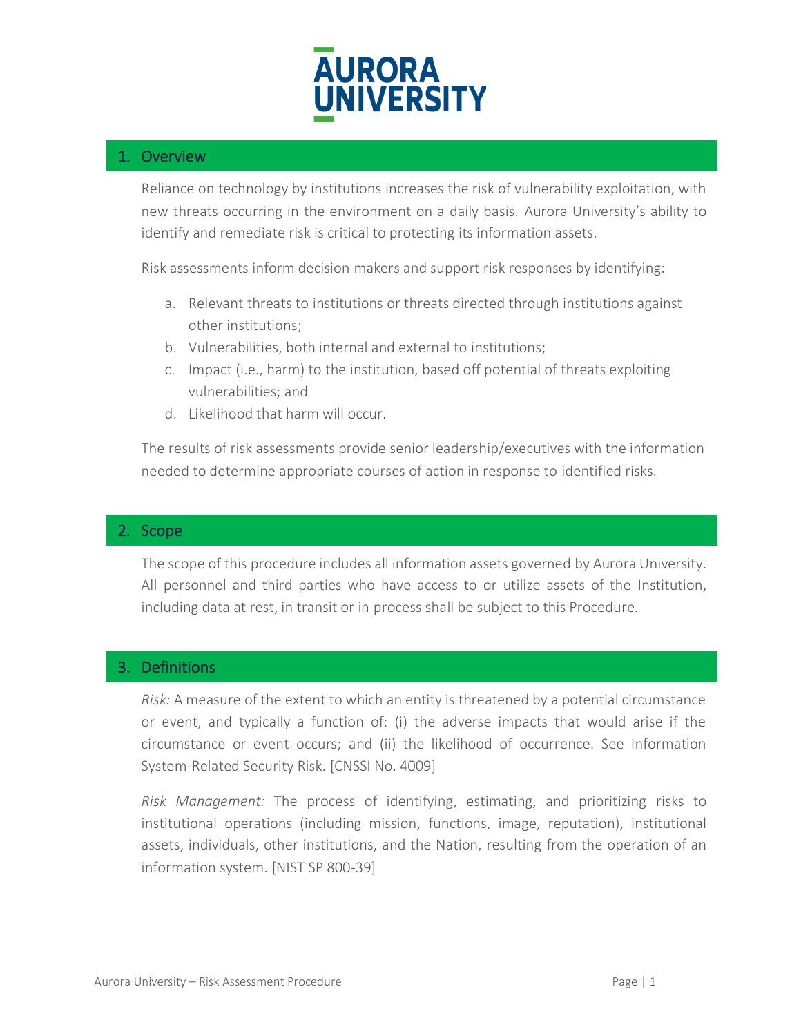# AURORA UNIVERSITY

## 1. Overview

Reliance on technology by institutions increases the risk of vulnerability exploitation, with new threats occurring in the environment on a daily basis. Aurora University's ability to identify and remediate risk is critical to protecting its information assets.

Risk assessments inform decision makers and support risk responses by identifying:

a. Relevant threats to institutions or threats directed through institutions against other institutions;
b. Vulnerabilities, both internal and external to institutions;
c. Impact (i.e., harm) to the institution, based off potential of threats exploiting vulnerabilities; and
d. Likelihood that harm will occur.

The results of risk assessments provide senior leadership/executives with the information needed to determine appropriate courses of action in response to identified risks.

## 2. Scope

The scope of this procedure includes all information assets governed by Aurora University. All personnel and third parties who have access to or utilize assets of the Institution, including data at rest, in transit or in process shall be subject to this Procedure.

## 3. Definitions

*Risk:* A measure of the extent to which an entity is threatened by a potential circumstance or event, and typically a function of: (i) the adverse impacts that would arise if the circumstance or event occurs; and (ii) the likelihood of occurrence. See Information System-Related Security Risk. [CNSSI No. 4009]

*Risk Management:* The process of identifying, estimating, and prioritizing risks to institutional operations (including mission, functions, image, reputation), institutional assets, individuals, other institutions, and the Nation, resulting from the operation of an information system. [NIST SP 800-39]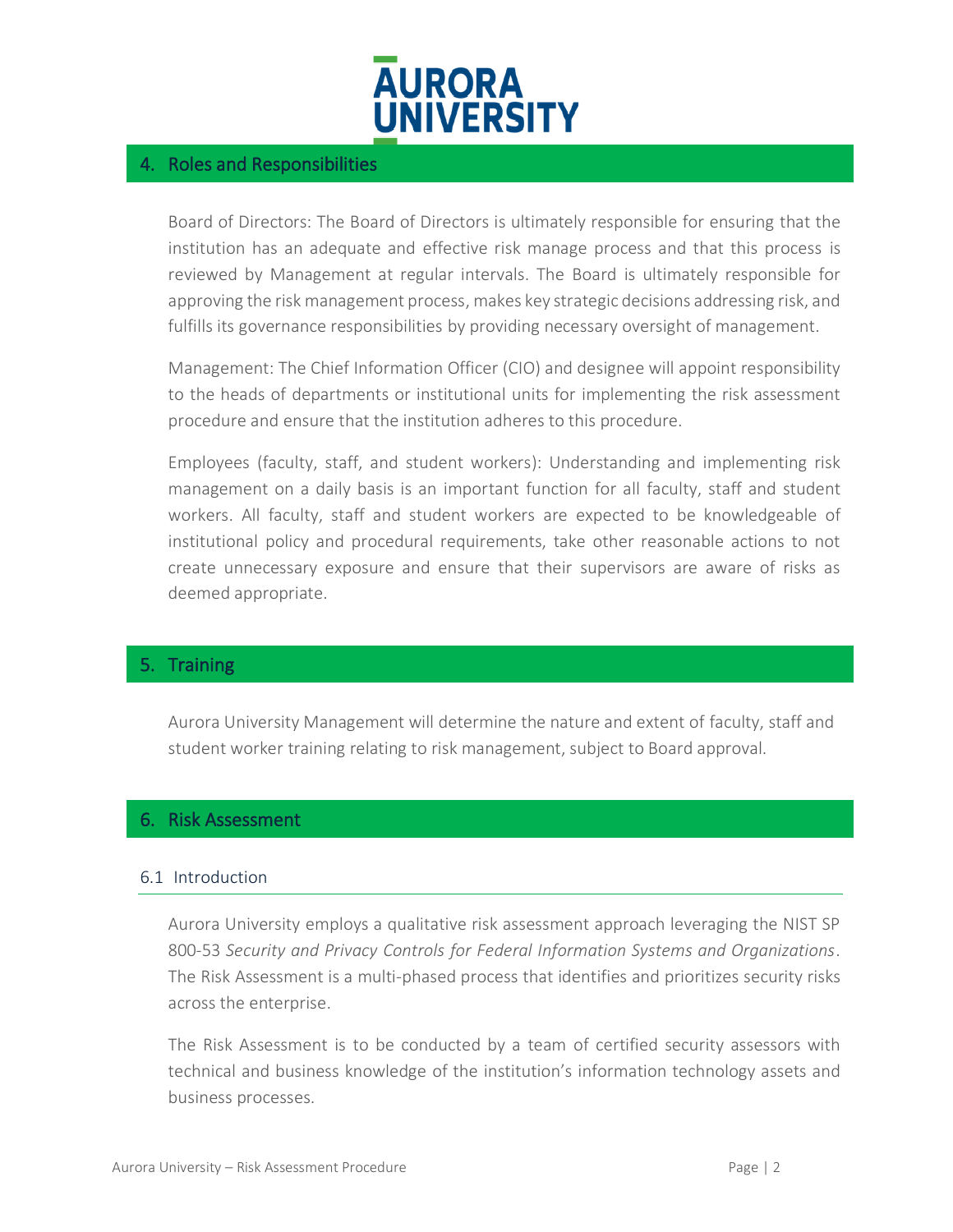## 4. Roles and Responsibilities

Board of Directors: The Board of Directors is ultimately responsible for ensuring that the institution has an adequate and effective risk manage process and that this process is reviewed by Management at regular intervals. The Board is ultimately responsible for approving the risk management process, makes key strategic decisions addressing risk, and fulfills its governance responsibilities by providing necessary oversight of management.

Management: The Chief Information Officer (CIO) and designee will appoint responsibility to the heads of departments or institutional units for implementing the risk assessment procedure and ensure that the institution adheres to this procedure.

Employees (faculty, staff, and student workers): Understanding and implementing risk management on a daily basis is an important function for all faculty, staff and student workers. All faculty, staff and student workers are expected to be knowledgeable of institutional policy and procedural requirements, take other reasonable actions to not create unnecessary exposure and ensure that their supervisors are aware of risks as deemed appropriate.

## 5. Training

Aurora University Management will determine the nature and extent of faculty, staff and student worker training relating to risk management, subject to Board approval.

## 6. Risk Assessment

### 6.1 Introduction

Aurora University employs a qualitative risk assessment approach leveraging the NIST SP 800-53 *Security and Privacy Controls for Federal Information Systems and Organizations*. The Risk Assessment is a multi-phased process that identifies and prioritizes security risks across the enterprise.

The Risk Assessment is to be conducted by a team of certified security assessors with technical and business knowledge of the institution's information technology assets and business processes.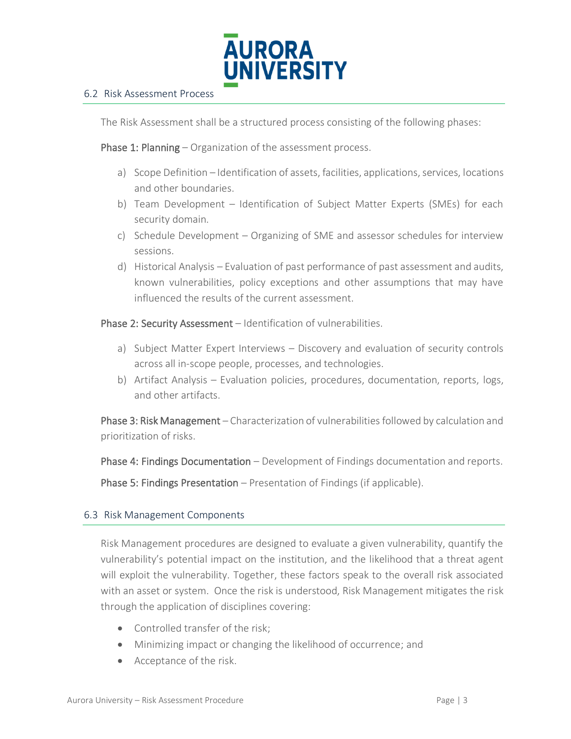## 6.2 Risk Assessment Process

The Risk Assessment shall be a structured process consisting of the following phases:

**Phase 1: Planning** – Organization of the assessment process.

a) Scope Definition – Identification of assets, facilities, applications, services, locations and other boundaries.
b) Team Development – Identification of Subject Matter Experts (SMEs) for each security domain.
c) Schedule Development – Organizing of SME and assessor schedules for interview sessions.
d) Historical Analysis – Evaluation of past performance of past assessment and audits, known vulnerabilities, policy exceptions and other assumptions that may have influenced the results of the current assessment.

**Phase 2: Security Assessment** – Identification of vulnerabilities.

a) Subject Matter Expert Interviews – Discovery and evaluation of security controls across all in-scope people, processes, and technologies.
b) Artifact Analysis – Evaluation policies, procedures, documentation, reports, logs, and other artifacts.

**Phase 3: Risk Management** – Characterization of vulnerabilities followed by calculation and prioritization of risks.

**Phase 4: Findings Documentation** – Development of Findings documentation and reports.

**Phase 5: Findings Presentation** – Presentation of Findings (if applicable).

## 6.3 Risk Management Components

Risk Management procedures are designed to evaluate a given vulnerability, quantify the vulnerability's potential impact on the institution, and the likelihood that a threat agent will exploit the vulnerability. Together, these factors speak to the overall risk associated with an asset or system. Once the risk is understood, Risk Management mitigates the risk through the application of disciplines covering:

- Controlled transfer of the risk;
- Minimizing impact or changing the likelihood of occurrence; and
- Acceptance of the risk.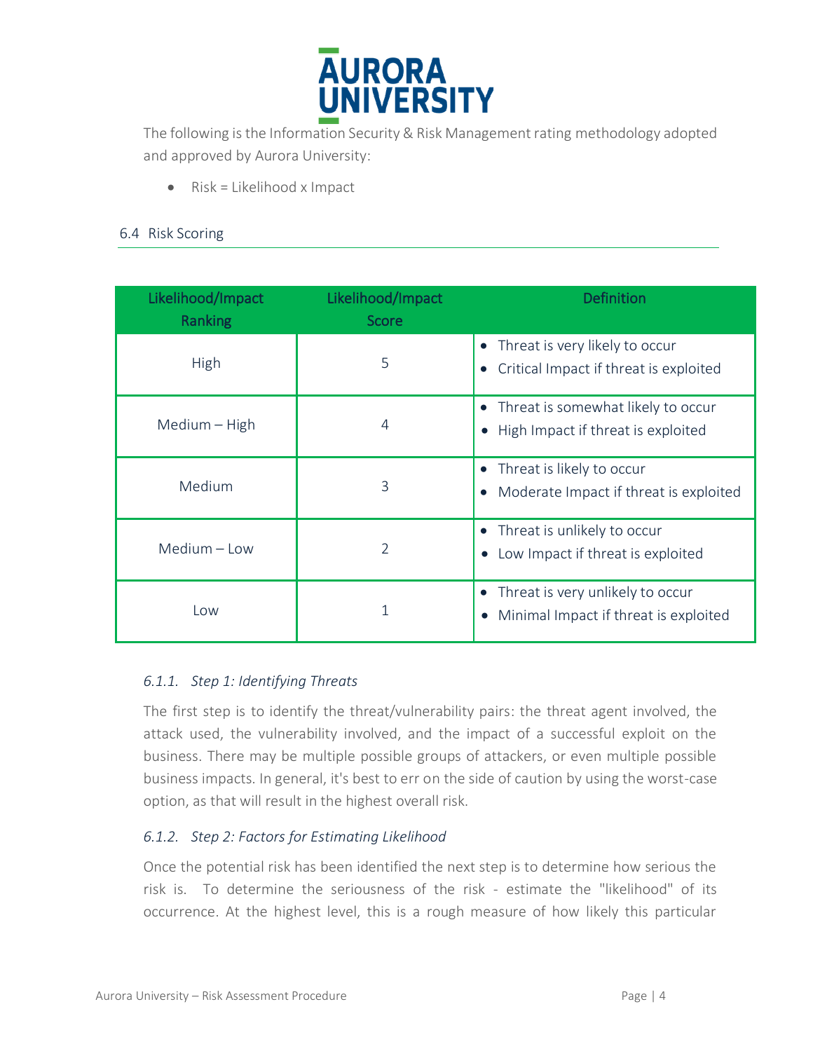The following is the Information Security & Risk Management rating methodology adopted and approved by Aurora University:

- Risk = Likelihood x Impact

### 6.4 Risk Scoring

| Likelihood/Impact Ranking | Likelihood/Impact Score | Definition |
|---|---|---|
| High | 5 | • Threat is very likely to occur<br>• Critical Impact if threat is exploited |
| Medium – High | 4 | • Threat is somewhat likely to occur<br>• High Impact if threat is exploited |
| Medium | 3 | • Threat is likely to occur<br>• Moderate Impact if threat is exploited |
| Medium – Low | 2 | • Threat is unlikely to occur<br>• Low Impact if threat is exploited |
| Low | 1 | • Threat is very unlikely to occur<br>• Minimal Impact if threat is exploited |

#### *6.1.1. Step 1: Identifying Threats*

The first step is to identify the threat/vulnerability pairs: the threat agent involved, the attack used, the vulnerability involved, and the impact of a successful exploit on the business. There may be multiple possible groups of attackers, or even multiple possible business impacts. In general, it's best to err on the side of caution by using the worst-case option, as that will result in the highest overall risk.

#### *6.1.2. Step 2: Factors for Estimating Likelihood*

Once the potential risk has been identified the next step is to determine how serious the risk is. To determine the seriousness of the risk - estimate the "likelihood" of its occurrence. At the highest level, this is a rough measure of how likely this particular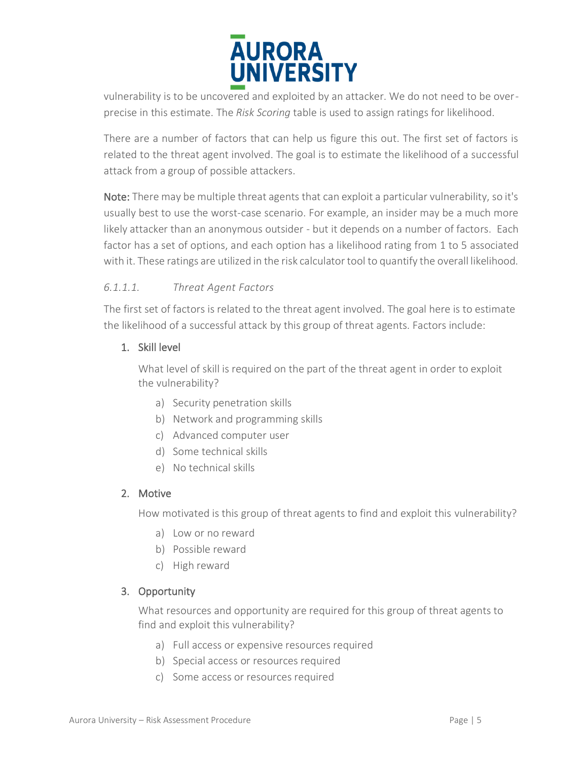vulnerability is to be uncovered and exploited by an attacker. We do not need to be over-precise in this estimate. The *Risk Scoring* table is used to assign ratings for likelihood.

There are a number of factors that can help us figure this out. The first set of factors is related to the threat agent involved. The goal is to estimate the likelihood of a successful attack from a group of possible attackers.

**Note:** There may be multiple threat agents that can exploit a particular vulnerability, so it's usually best to use the worst-case scenario. For example, an insider may be a much more likely attacker than an anonymous outsider - but it depends on a number of factors. Each factor has a set of options, and each option has a likelihood rating from 1 to 5 associated with it. These ratings are utilized in the risk calculator tool to quantify the overall likelihood.

#### *6.1.1.1. Threat Agent Factors*

The first set of factors is related to the threat agent involved. The goal here is to estimate the likelihood of a successful attack by this group of threat agents. Factors include:

1. Skill level

   What level of skill is required on the part of the threat agent in order to exploit the vulnerability?

   a) Security penetration skills
   b) Network and programming skills
   c) Advanced computer user
   d) Some technical skills
   e) No technical skills

2. Motive

   How motivated is this group of threat agents to find and exploit this vulnerability?

   a) Low or no reward
   b) Possible reward
   c) High reward

3. Opportunity

   What resources and opportunity are required for this group of threat agents to find and exploit this vulnerability?

   a) Full access or expensive resources required
   b) Special access or resources required
   c) Some access or resources required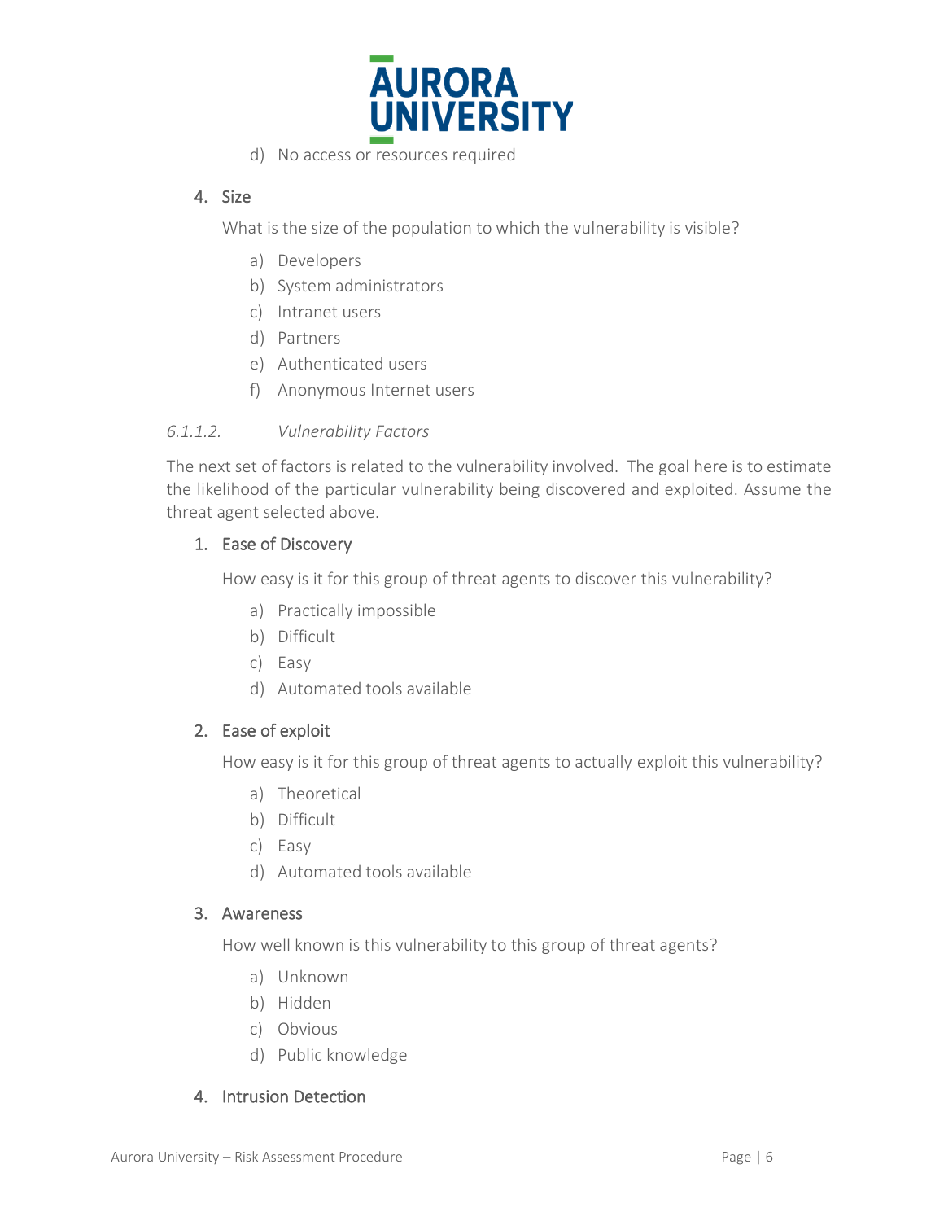d) No access or resources required

4. Size

   What is the size of the population to which the vulnerability is visible?

   a) Developers
   b) System administrators
   c) Intranet users
   d) Partners
   e) Authenticated users
   f) Anonymous Internet users

*6.1.1.2. Vulnerability Factors*

The next set of factors is related to the vulnerability involved. The goal here is to estimate the likelihood of the particular vulnerability being discovered and exploited. Assume the threat agent selected above.

1. Ease of Discovery

   How easy is it for this group of threat agents to discover this vulnerability?

   a) Practically impossible
   b) Difficult
   c) Easy
   d) Automated tools available

2. Ease of exploit

   How easy is it for this group of threat agents to actually exploit this vulnerability?

   a) Theoretical
   b) Difficult
   c) Easy
   d) Automated tools available

3. Awareness

   How well known is this vulnerability to this group of threat agents?

   a) Unknown
   b) Hidden
   c) Obvious
   d) Public knowledge

4. Intrusion Detection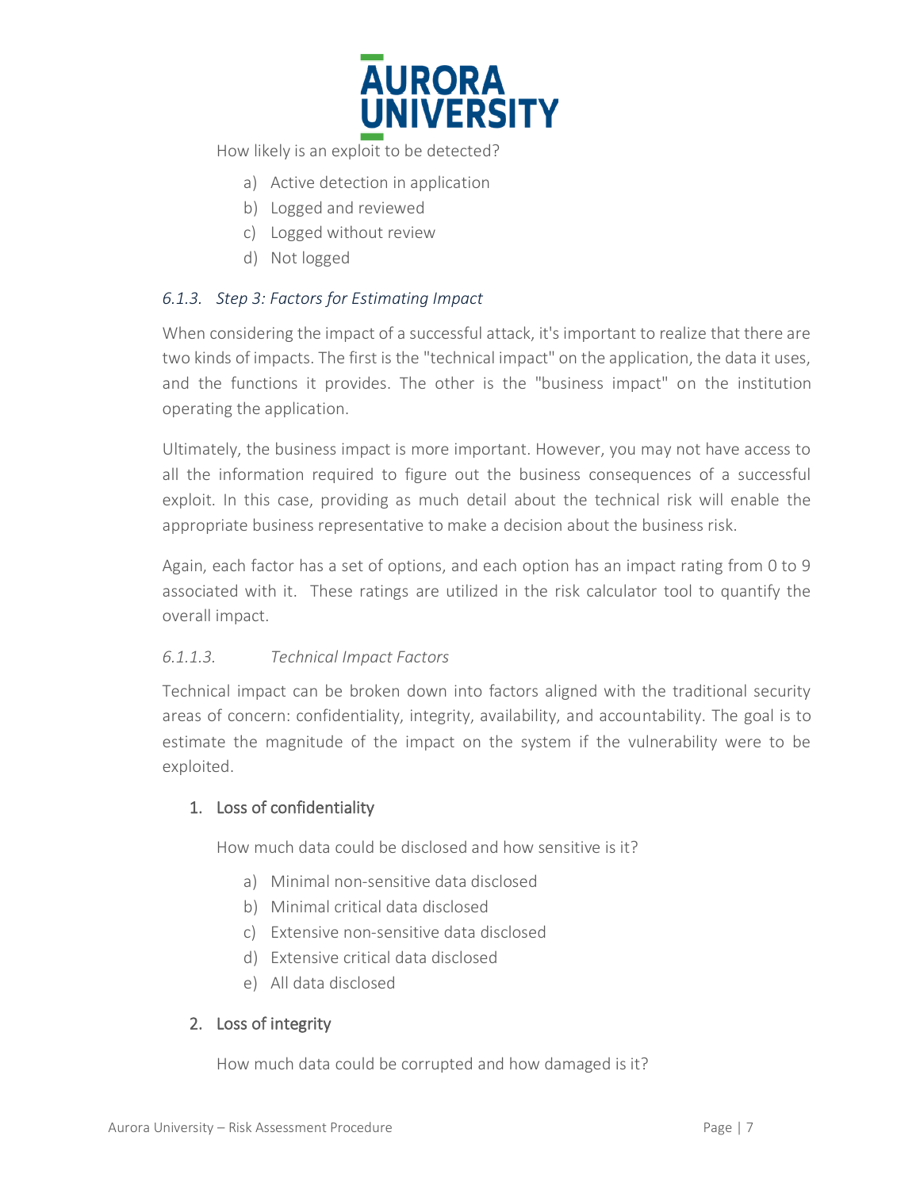How likely is an exploit to be detected?

a) Active detection in application
b) Logged and reviewed
c) Logged without review
d) Not logged

### *6.1.3. Step 3: Factors for Estimating Impact*

When considering the impact of a successful attack, it's important to realize that there are two kinds of impacts. The first is the "technical impact" on the application, the data it uses, and the functions it provides. The other is the "business impact" on the institution operating the application.

Ultimately, the business impact is more important. However, you may not have access to all the information required to figure out the business consequences of a successful exploit. In this case, providing as much detail about the technical risk will enable the appropriate business representative to make a decision about the business risk.

Again, each factor has a set of options, and each option has an impact rating from 0 to 9 associated with it. These ratings are utilized in the risk calculator tool to quantify the overall impact.

#### *6.1.1.3. Technical Impact Factors*

Technical impact can be broken down into factors aligned with the traditional security areas of concern: confidentiality, integrity, availability, and accountability. The goal is to estimate the magnitude of the impact on the system if the vulnerability were to be exploited.

1. Loss of confidentiality

   How much data could be disclosed and how sensitive is it?

   a) Minimal non-sensitive data disclosed
   b) Minimal critical data disclosed
   c) Extensive non-sensitive data disclosed
   d) Extensive critical data disclosed
   e) All data disclosed

2. Loss of integrity

   How much data could be corrupted and how damaged is it?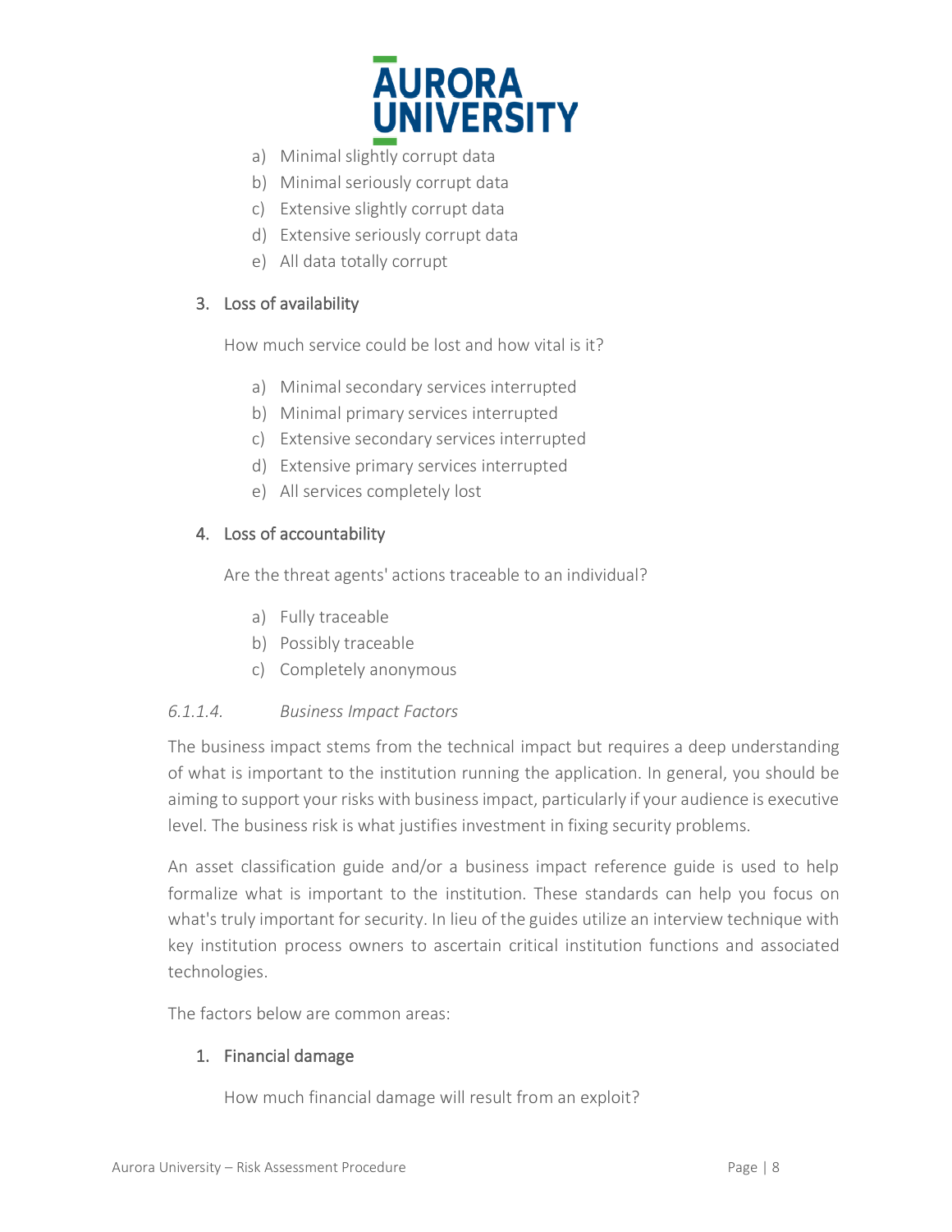a) Minimal slightly corrupt data
b) Minimal seriously corrupt data
c) Extensive slightly corrupt data
d) Extensive seriously corrupt data
e) All data totally corrupt

3. Loss of availability

   How much service could be lost and how vital is it?

   a) Minimal secondary services interrupted
   b) Minimal primary services interrupted
   c) Extensive secondary services interrupted
   d) Extensive primary services interrupted
   e) All services completely lost

4. Loss of accountability

   Are the threat agents' actions traceable to an individual?

   a) Fully traceable
   b) Possibly traceable
   c) Completely anonymous

*6.1.1.4. Business Impact Factors*

The business impact stems from the technical impact but requires a deep understanding of what is important to the institution running the application. In general, you should be aiming to support your risks with business impact, particularly if your audience is executive level. The business risk is what justifies investment in fixing security problems.

An asset classification guide and/or a business impact reference guide is used to help formalize what is important to the institution. These standards can help you focus on what's truly important for security. In lieu of the guides utilize an interview technique with key institution process owners to ascertain critical institution functions and associated technologies.

The factors below are common areas:

1. Financial damage

   How much financial damage will result from an exploit?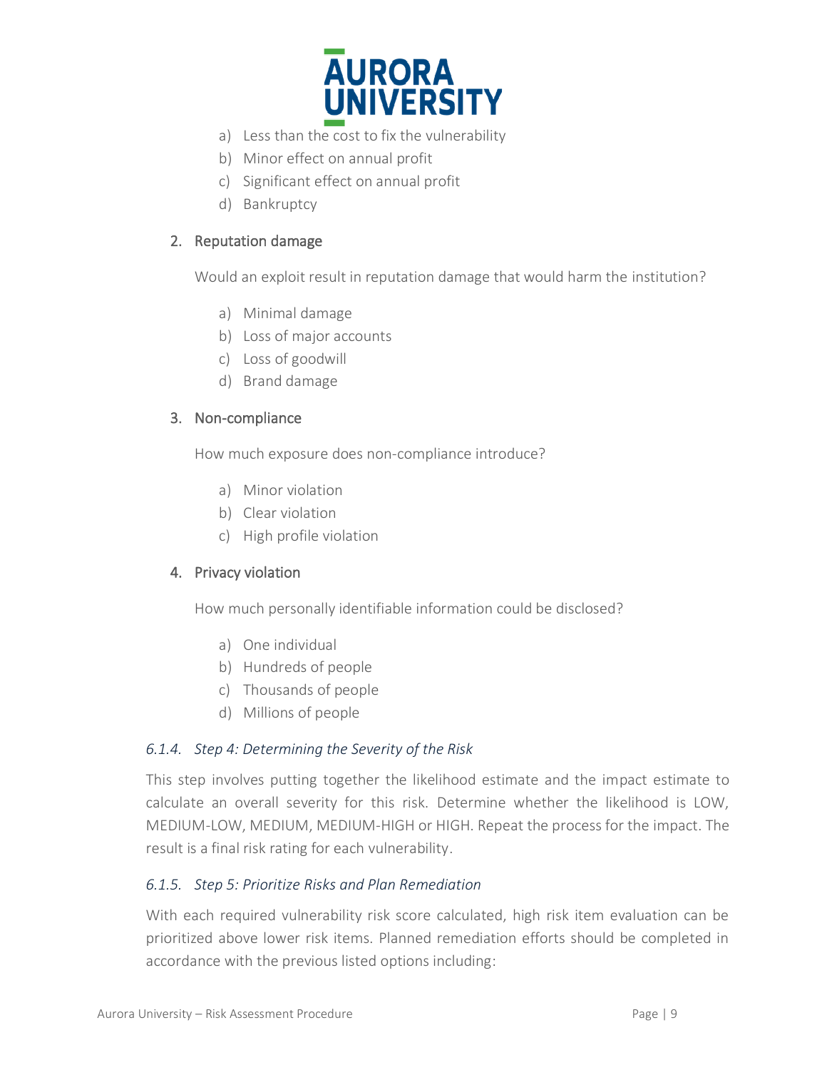a) Less than the cost to fix the vulnerability
b) Minor effect on annual profit
c) Significant effect on annual profit
d) Bankruptcy

2. Reputation damage

   Would an exploit result in reputation damage that would harm the institution?

   a) Minimal damage
   b) Loss of major accounts
   c) Loss of goodwill
   d) Brand damage

3. Non-compliance

   How much exposure does non-compliance introduce?

   a) Minor violation
   b) Clear violation
   c) High profile violation

4. Privacy violation

   How much personally identifiable information could be disclosed?

   a) One individual
   b) Hundreds of people
   c) Thousands of people
   d) Millions of people

#### *6.1.4. Step 4: Determining the Severity of the Risk*

This step involves putting together the likelihood estimate and the impact estimate to calculate an overall severity for this risk. Determine whether the likelihood is LOW, MEDIUM-LOW, MEDIUM, MEDIUM-HIGH or HIGH. Repeat the process for the impact. The result is a final risk rating for each vulnerability.

#### *6.1.5. Step 5: Prioritize Risks and Plan Remediation*

With each required vulnerability risk score calculated, high risk item evaluation can be prioritized above lower risk items. Planned remediation efforts should be completed in accordance with the previous listed options including: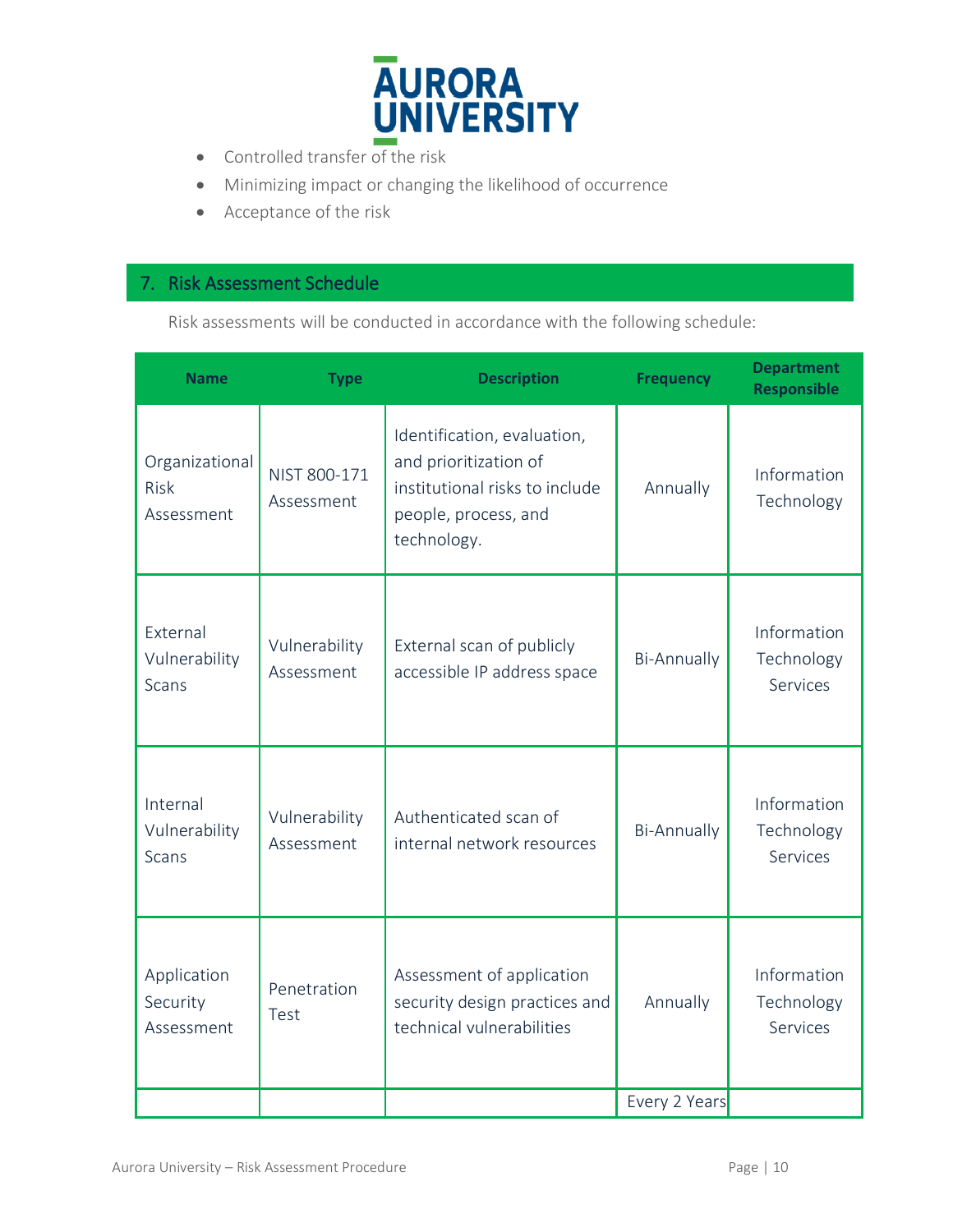- Controlled transfer of the risk
- Minimizing impact or changing the likelihood of occurrence
- Acceptance of the risk

## 7. Risk Assessment Schedule

Risk assessments will be conducted in accordance with the following schedule:

| Name | Type | Description | Frequency | Department Responsible |
|---|---|---|---|---|
| Organizational Risk Assessment | NIST 800-171 Assessment | Identification, evaluation, and prioritization of institutional risks to include people, process, and technology. | Annually | Information Technology |
| External Vulnerability Scans | Vulnerability Assessment | External scan of publicly accessible IP address space | Bi-Annually | Information Technology Services |
| Internal Vulnerability Scans | Vulnerability Assessment | Authenticated scan of internal network resources | Bi-Annually | Information Technology Services |
| Application Security Assessment | Penetration Test | Assessment of application security design practices and technical vulnerabilities | Annually | Information Technology Services |
| | | | Every 2 Years | |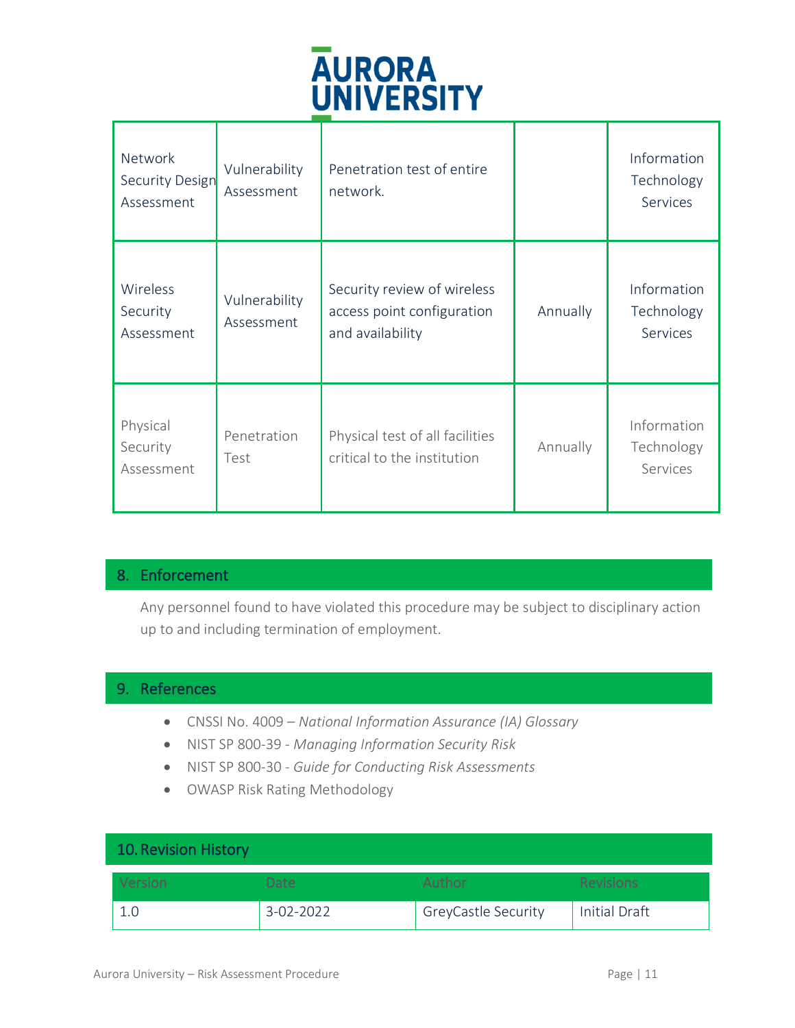| | | | | |
|---|---|---|---|---|
| Network Security Design Assessment | Vulnerability Assessment | Penetration test of entire network. | | Information Technology Services |
| Wireless Security Assessment | Vulnerability Assessment | Security review of wireless access point configuration and availability | Annually | Information Technology Services |
| Physical Security Assessment | Penetration Test | Physical test of all facilities critical to the institution | Annually | Information Technology Services |

## 8. Enforcement

Any personnel found to have violated this procedure may be subject to disciplinary action up to and including termination of employment.

## 9. References

- CNSSI No. 4009 – *National Information Assurance (IA) Glossary*
- NIST SP 800-39 - *Managing Information Security Risk*
- NIST SP 800-30 - *Guide for Conducting Risk Assessments*
- OWASP Risk Rating Methodology

## 10. Revision History

| Version | Date | Author | Revisions |
|---|---|---|---|
| 1.0 | 3-02-2022 | GreyCastle Security | Initial Draft |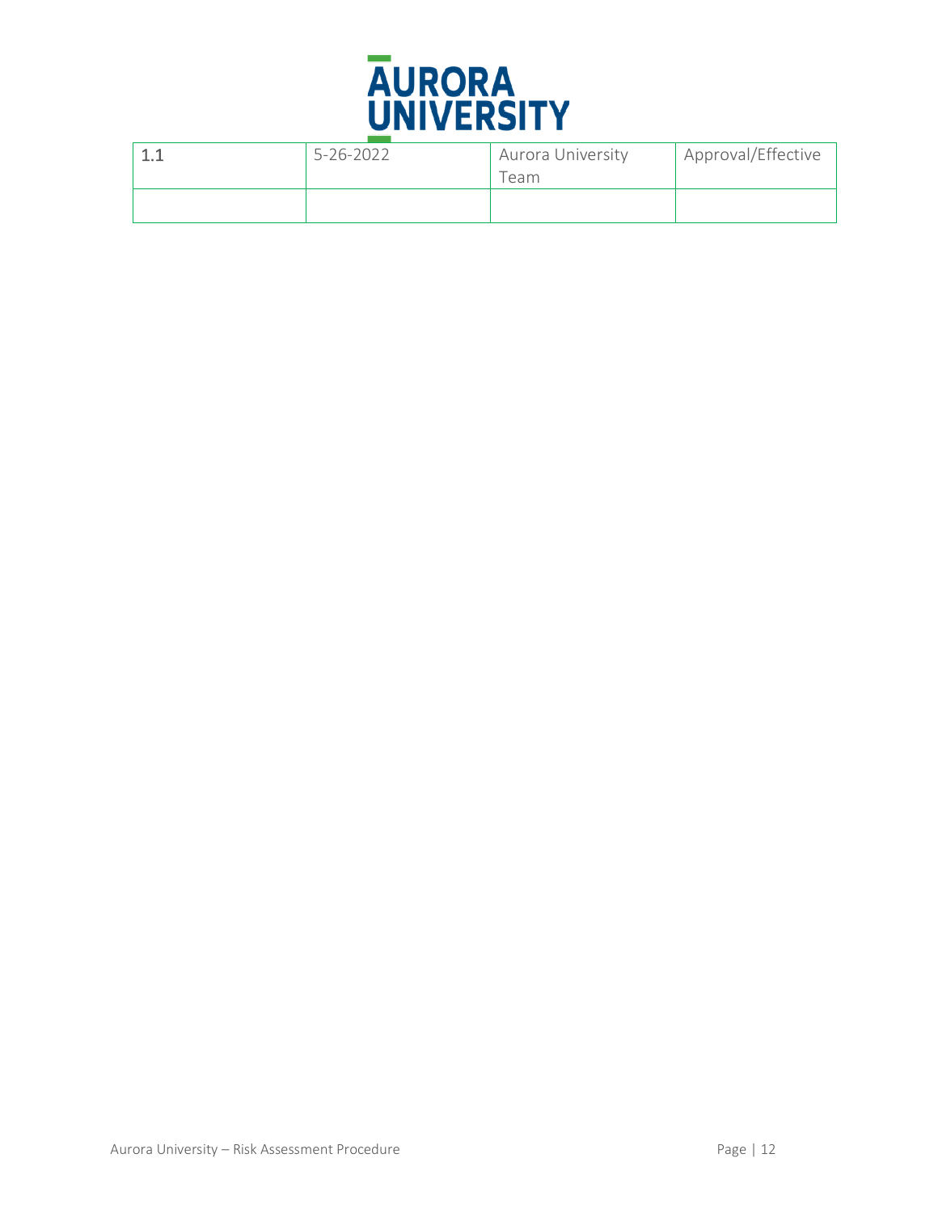| | | | |
|---|---|---|---|
| 1.1 | 5-26-2022 | Aurora University Team | Approval/Effective |
| | | | |